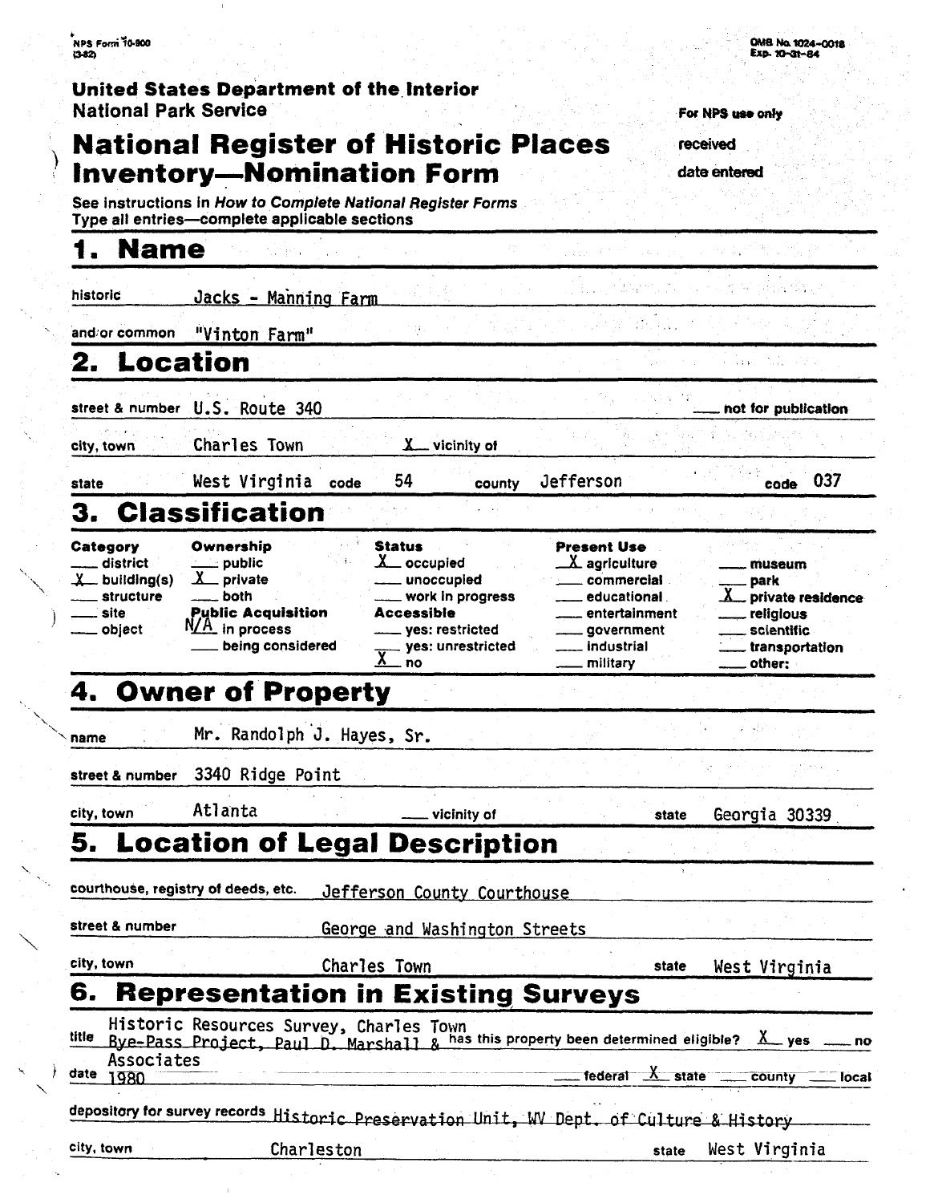NPS Form 10-900 (3-82)

OMB No. 1024-0018 Exp. 10-31-84

**United States Department of the Interior**
**National Park Service**

For NPS use only
received
date entered

# National Register of Historic Places Inventory—Nomination Form

See instructions in *How to Complete National Register Forms*
Type all entries—complete applicable sections

## 1. Name

historic: Jacks - Manning Farm

and/or common: "Vinton Farm"

## 2. Location

street & number: U.S. Route 340 ___ not for publication

city, town: Charles Town X vicinity of

state: West Virginia code 54 county Jefferson code 037

## 3. Classification

| Category | Ownership | Status | Present Use | |
|---|---|---|---|---|
| ___ district | ___ public | X occupied | X agriculture | ___ museum |
| X building(s) | X private | ___ unoccupied | ___ commercial | ___ park |
| ___ structure | ___ both | ___ work in progress | ___ educational | X private residence |
| ___ site | **Public Acquisition** | **Accessible** | ___ entertainment | ___ religious |
| ___ object | N/A in process | ___ yes: restricted | ___ government | ___ scientific |
| | ___ being considered | ___ yes: unrestricted | ___ industrial | ___ transportation |
| | | X no | ___ military | ___ other: |

## 4. Owner of Property

name: Mr. Randolph J. Hayes, Sr.

street & number: 3340 Ridge Point

city, town: Atlanta ___ vicinity of state Georgia 30339

## 5. Location of Legal Description

courthouse, registry of deeds, etc.: Jefferson County Courthouse

street & number: George and Washington Streets

city, town: Charles Town state West Virginia

## 6. Representation in Existing Surveys

title: Historic Resources Survey, Charles Town Bye-Pass Project, Paul D. Marshall & Associates has this property been determined eligible? X yes ___ no

date: 1980 ___ federal X state ___ county ___ local

depository for survey records: Historic Preservation Unit, WV Dept. of Culture & History

city, town: Charleston state West Virginia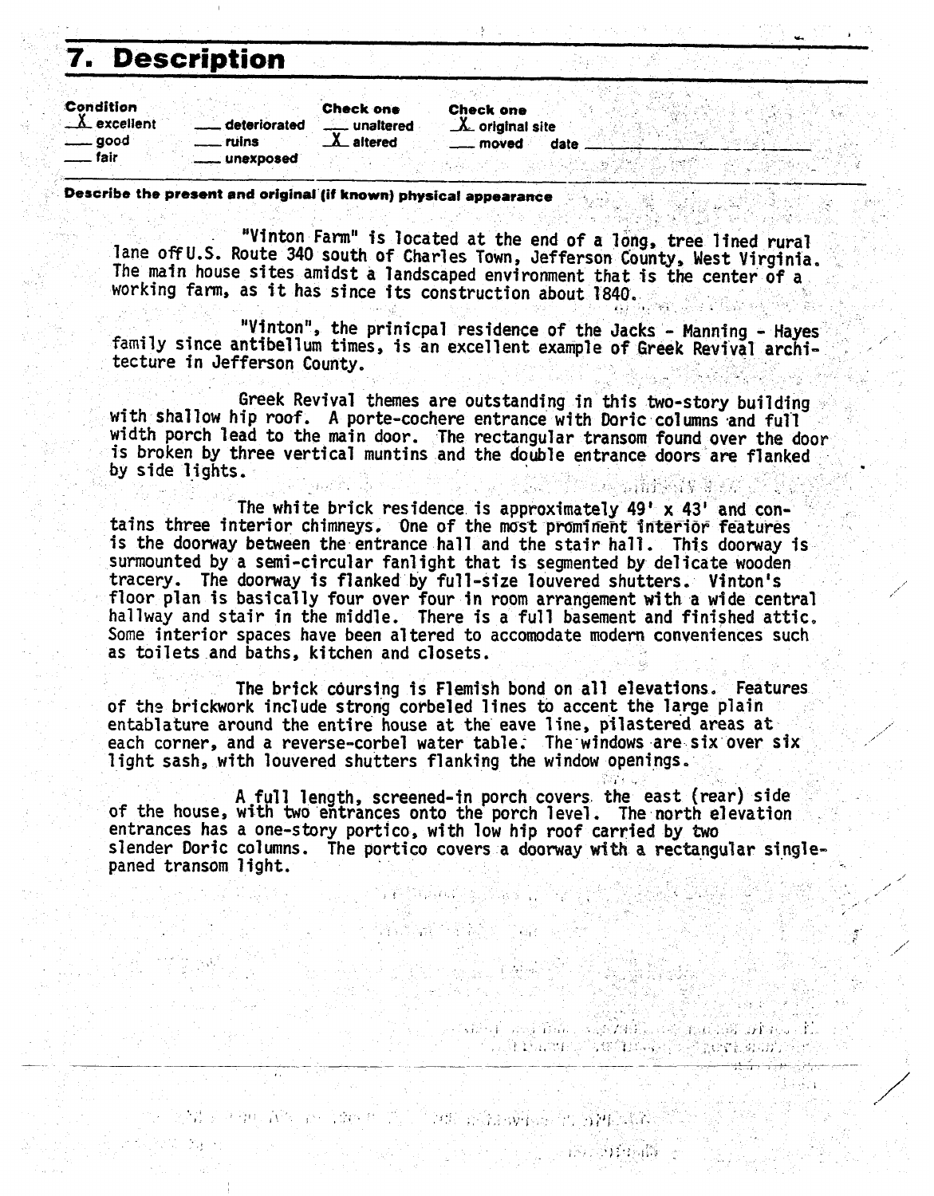# 7. Description

| Condition | | Check one | Check one |
|---|---|---|---|
| X excellent | ___ deteriorated | ___ unaltered | X original site |
| ___ good | ___ ruins | X altered | ___ moved date ___ |
| ___ fair | ___ unexposed | | |

**Describe the present and original (if known) physical appearance**

"Vinton Farm" is located at the end of a long, tree lined rural lane offU.S. Route 340 south of Charles Town, Jefferson County, West Virginia. The main house sites amidst a landscaped environment that is the center of a working farm, as it has since its construction about 1840.

"Vinton", the prinicpal residence of the Jacks - Manning - Hayes family since antibellum times, is an excellent example of Greek Revival architecture in Jefferson County.

Greek Revival themes are outstanding in this two-story building with shallow hip roof. A porte-cochere entrance with Doric columns and full width porch lead to the main door. The rectangular transom found over the door is broken by three vertical muntins and the double entrance doors are flanked by side lights.

The white brick residence is approximately 49' x 43' and contains three interior chimneys. One of the most prominent interior features is the doorway between the entrance hall and the stair hall. This doorway is surmounted by a semi-circular fanlight that is segmented by delicate wooden tracery. The doorway is flanked by full-size louvered shutters. Vinton's floor plan is basically four over four in room arrangement with a wide central hallway and stair in the middle. There is a full basement and finished attic. Some interior spaces have been altered to accomodate modern conveniences such as toilets and baths, kitchen and closets.

The brick coursing is Flemish bond on all elevations. Features of the brickwork include strong corbeled lines to accent the large plain entablature around the entire house at the eave line, pilastered areas at each corner, and a reverse-corbel water table. The windows are six over six light sash, with louvered shutters flanking the window openings.

A full length, screened-in porch covers the east (rear) side of the house, with two entrances onto the porch level. The north elevation entrances has a one-story portico, with low hip roof carried by two slender Doric columns. The portico covers a doorway with a rectangular single-paned transom light.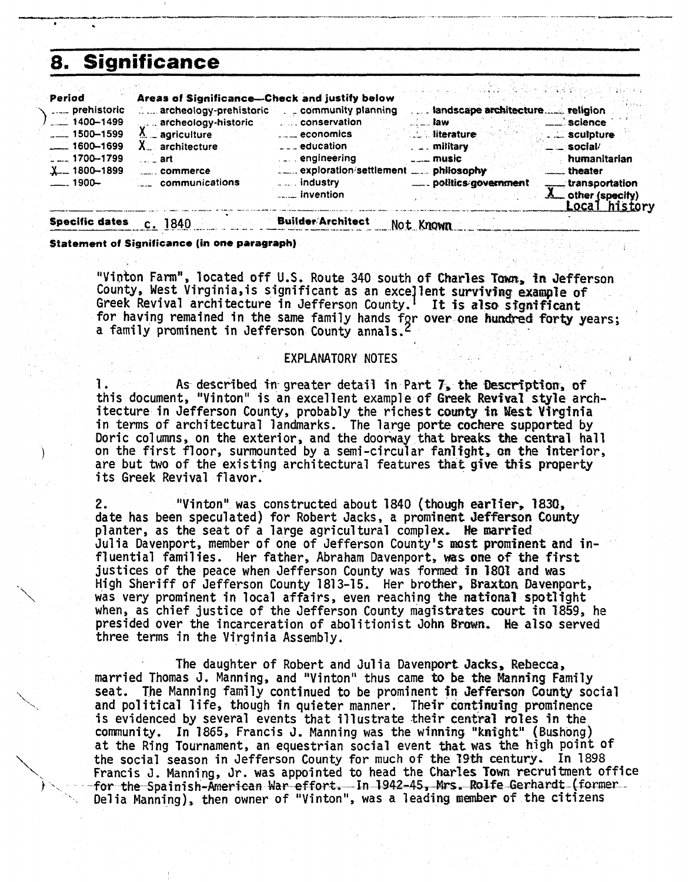## 8. Significance

| Period | Areas of Significance—Check and justify below | | | |
|---|---|---|---|---|
| ___ prehistoric | ___ archeology-prehistoric | ___ community planning | ___ landscape architecture | ___ religion |
| ___ 1400–1499 | ___ archeology-historic | ___ conservation | ___ law | ___ science |
| ___ 1500–1599 | X agriculture | ___ economics | ___ literature | ___ sculpture |
| ___ 1600–1699 | X architecture | ___ education | ___ military | ___ social/humanitarian |
| ___ 1700–1799 | ___ art | ___ engineering | ___ music | ___ theater |
| X 1800–1899 | ___ commerce | ___ exploration/settlement | ___ philosophy | ___ transportation |
| ___ 1900– | ___ communications | ___ industry | ___ politics/government | X other (specify) Local history |
| | | ___ invention | | |

**Specific dates** c. 1840 **Builder/Architect** Not Known

**Statement of Significance (in one paragraph)**

"Vinton Farm", located off U.S. Route 340 south of Charles Town, in Jefferson County, West Virginia, is significant as an excellent surviving example of Greek Revival architecture in Jefferson County.[1] It is also significant for having remained in the same family hands for over one hundred forty years; a family prominent in Jefferson County annals.[2]

EXPLANATORY NOTES

1. As described in greater detail in Part 7, the Description, of this document, "Vinton" is an excellent example of Greek Revival style architecture in Jefferson County, probably the richest county in West Virginia in terms of architectural landmarks. The large porte cochere supported by Doric columns, on the exterior, and the doorway that breaks the central hall on the first floor, surmounted by a semi-circular fanlight, on the interior, are but two of the existing architectural features that give this property its Greek Revival flavor.

2. "Vinton" was constructed about 1840 (though earlier, 1830, date has been speculated) for Robert Jacks, a prominent Jefferson County planter, as the seat of a large agricultural complex. He married Julia Davenport, member of one of Jefferson County's most prominent and influential families. Her father, Abraham Davenport, was one of the first justices of the peace when Jefferson County was formed in 1801 and was High Sheriff of Jefferson County 1813-15. Her brother, Braxton Davenport, was very prominent in local affairs, even reaching the national spotlight when, as chief justice of the Jefferson County magistrates court in 1859, he presided over the incarceration of abolitionist John Brown. He also served three terms in the Virginia Assembly.

The daughter of Robert and Julia Davenport Jacks, Rebecca, married Thomas J. Manning, and "Vinton" thus came to be the Manning Family seat. The Manning family continued to be prominent in Jefferson County social and political life, though in quieter manner. Their continuing prominence is evidenced by several events that illustrate their central roles in the community. In 1865, Francis J. Manning was the winning "knight" (Bushong) at the Ring Tournament, an equestrian social event that was the high point of the social season in Jefferson County for much of the 19th century. In 1898 Francis J. Manning, Jr. was appointed to head the Charles Town recruitment office for the Spainish-American War effort. In 1942-45, Mrs. Rolfe Gerhardt (former Delia Manning), then owner of "Vinton", was a leading member of the citizens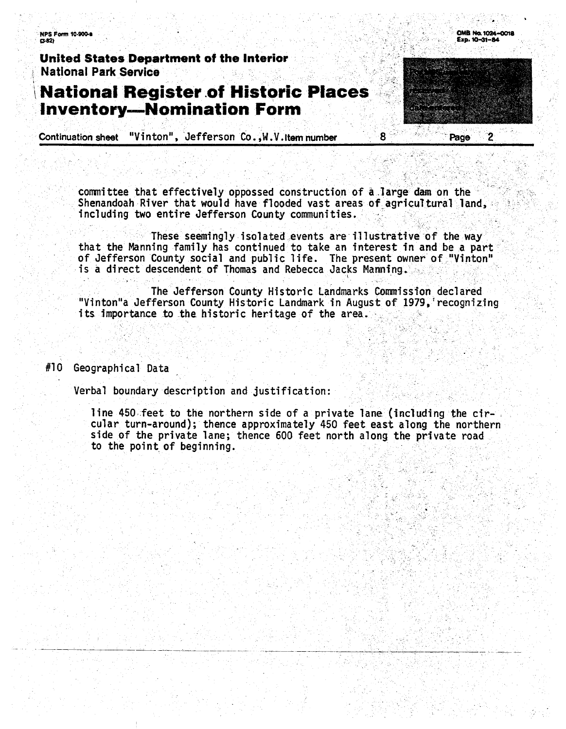committee that effectively oppossed construction of a large dam on the Shenandoah River that would have flooded vast areas of agricultural land, including two entire Jefferson County communities.

These seemingly isolated events are illustrative of the way that the Manning family has continued to take an interest in and be a part of Jefferson County social and public life. The present owner of "Vinton" is a direct descendent of Thomas and Rebecca Jacks Manning.

The Jefferson County Historic Landmarks Commission declared "Vinton"a Jefferson County Historic Landmark in August of 1979, recognizing its importance to the historic heritage of the area.

## #10 Geographical Data

Verbal boundary description and justification:

line 450 feet to the northern side of a private lane (including the circular turn-around); thence approximately 450 feet east along the northern side of the private lane; thence 600 feet north along the private road to the point of beginning.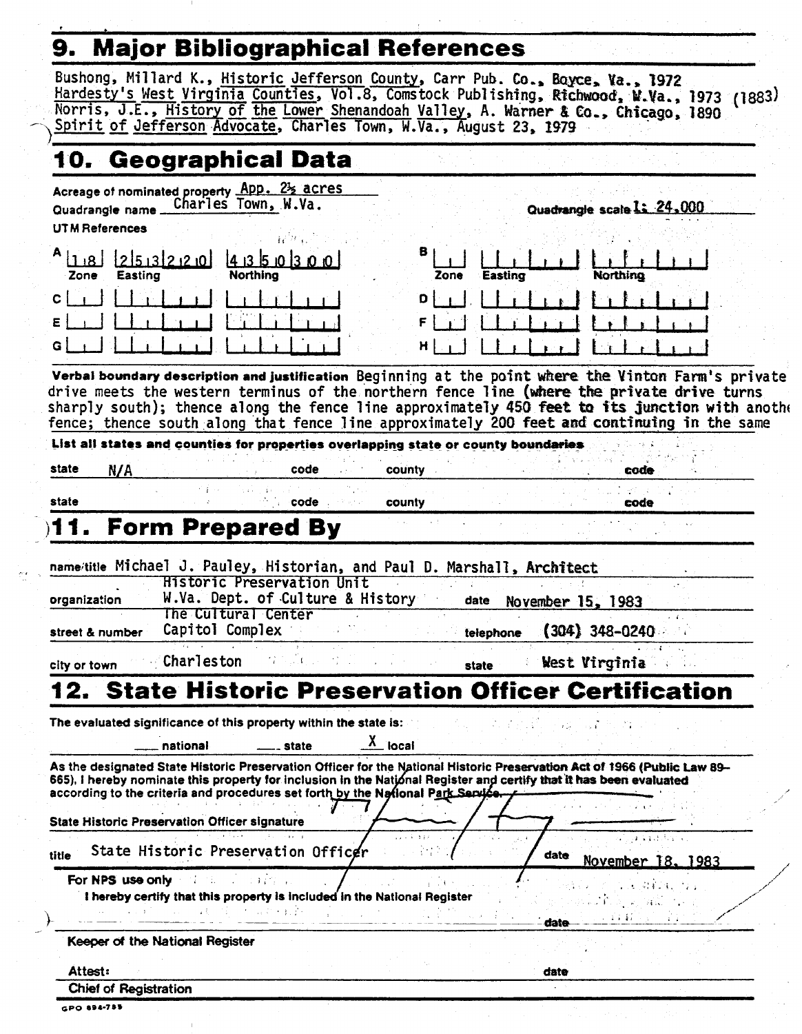## 9. Major Bibliographical References

Bushong, Millard K., Historic Jefferson County, Carr Pub. Co., Boyce, Va., 1972
Hardesty's West Virginia Counties, Vol.8, Comstock Publishing, Richwood, W.Va., 1973 (1883)
Norris, J.E., History of the Lower Shenandoah Valley, A. Warner & Co., Chicago, 1890
Spirit of Jefferson Advocate, Charles Town, W.Va., August 23, 1979

## 10. Geographical Data

Acreage of nominated property App. 2½ acres
Quadrangle name Charles Town, W.Va.
Quadrangle scale 1: 24,000

UTM References

| | Zone | Easting | Northing | | Zone | Easting | Northing |
|---|---|---|---|---|---|---|---|
| A | 18 | 253220 | 4350300 | B | | | |
| C | | | | D | | | |
| E | | | | F | | | |
| G | | | | H | | | |

Verbal boundary description and justification Beginning at the point where the Vinton Farm's private drive meets the western terminus of the northern fence line (where the private drive turns sharply south); thence along the fence line approximately 450 feet to its junction with anothe fence; thence south along that fence line approximately 200 feet and continuing in the same

List all states and counties for properties overlapping state or county boundaries

| state | N/A | code | | county | | code | |
|---|---|---|---|---|---|---|---|
| state | | code | | county | | code | |

## 11. Form Prepared By

name/title Michael J. Pauley, Historian, and Paul D. Marshall, Architect

organization Historic Preservation Unit W.Va. Dept. of Culture & History — date November 15, 1983

street & number The Cultural Center Capitol Complex — telephone (304) 348-0240

city or town Charleston — state West Virginia

## 12. State Historic Preservation Officer Certification

The evaluated significance of this property within the state is:

___ national ___ state X local

As the designated State Historic Preservation Officer for the National Historic Preservation Act of 1966 (Public Law 89-665), I hereby nominate this property for inclusion in the National Register and certify that it has been evaluated according to the criteria and procedures set forth by the National Park Service.

State Historic Preservation Officer signature

title State Historic Preservation Officer — date November 18, 1983

For NPS use only

I hereby certify that this property is included in the National Register

date

Keeper of the National Register

Attest: date

Chief of Registration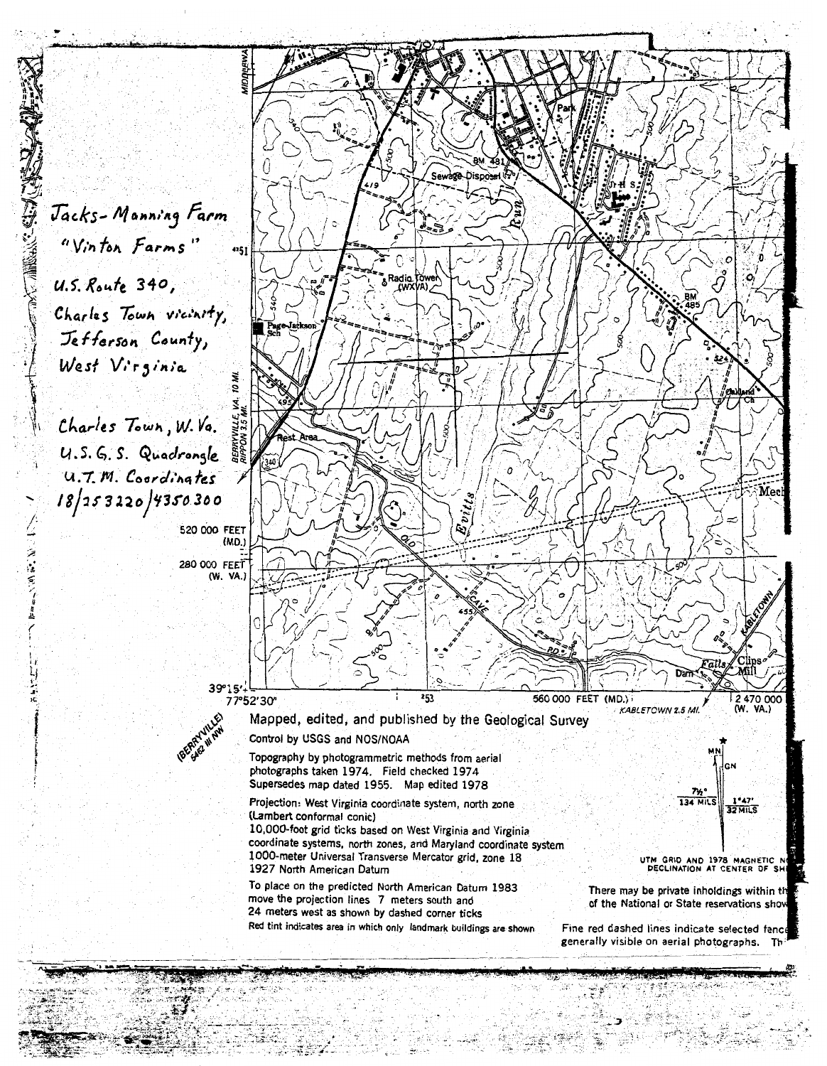Jacks-Manning Farm
"Vinton Farms"

U.S. Route 340,
Charles Town vicinity,
Jefferson County,
West Virginia

Charles Town, W. Va.
U.S.G.S. Quadrangle
U.T.M. Coordinates
18/253220/4350300

520 000 FEET (MD.)
280 000 FEET (W. VA.)

39°15'
77°52'30"

560 000 FEET (MD.)
2 470 000 (W. VA.)

KABLETOWN 2.5 MI.

(BERRYVILLE) 5462 III NW

Mapped, edited, and published by the Geological Survey

Control by USGS and NOS/NOAA

Topography by photogrammetric methods from aerial photographs taken 1974. Field checked 1974
Supersedes map dated 1955. Map edited 1978

Projection: West Virginia coordinate system, north zone (Lambert conformal conic)
10,000-foot grid ticks based on West Virginia and Virginia coordinate systems, north zones, and Maryland coordinate system
1000-meter Universal Transverse Mercator grid, zone 18
1927 North American Datum

To place on the predicted North American Datum 1983 move the projection lines 7 meters south and 24 meters west as shown by dashed corner ticks

Red tint indicates area in which only landmark buildings are shown

MN GN
7½° 134 MILS
1°47' 32 MILS

UTM GRID AND 1978 MAGNETIC N DECLINATION AT CENTER OF SH

There may be private inholdings within th of the National or State reservations show

Fine red dashed lines indicate selected fenc generally visible on aerial photographs. Th